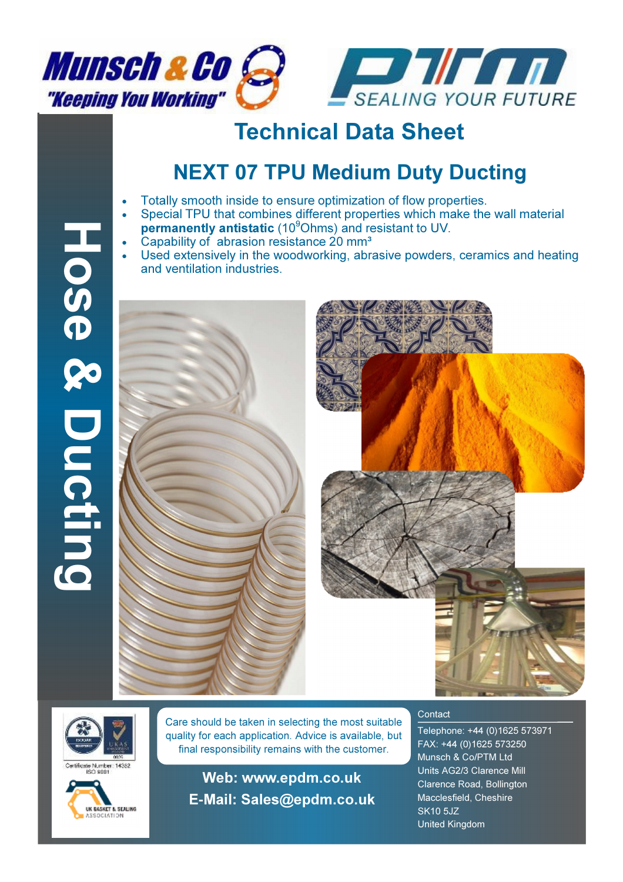Munsch & Co
"Keeping You Working"

PTM
SEALING YOUR FUTURE

# Technical Data Sheet

## NEXT 07 TPU Medium Duty Ducting

Hose & Ducting

- Totally smooth inside to ensure optimization of flow properties.
- Special TPU that combines different properties which make the wall material **permanently antistatic** ($10^9$Ohms) and resistant to UV.
- Capability of abrasion resistance 20 mm³
- Used extensively in the woodworking, abrasive powders, ceramics and heating and ventilation industries.

Certificate Number: 14352
ISO 9001

UK GASKET & SEALING ASSOCIATION

Care should be taken in selecting the most suitable quality for each application. Advice is available, but final responsibility remains with the customer.

**Web: www.epdm.co.uk**

**E-Mail: Sales@epdm.co.uk**

Contact

Telephone: +44 (0)1625 573971
FAX: +44 (0)1625 573250
Munsch & Co/PTM Ltd
Units AG2/3 Clarence Mill
Clarence Road, Bollington
Macclesfield, Cheshire
SK10 5JZ
United Kingdom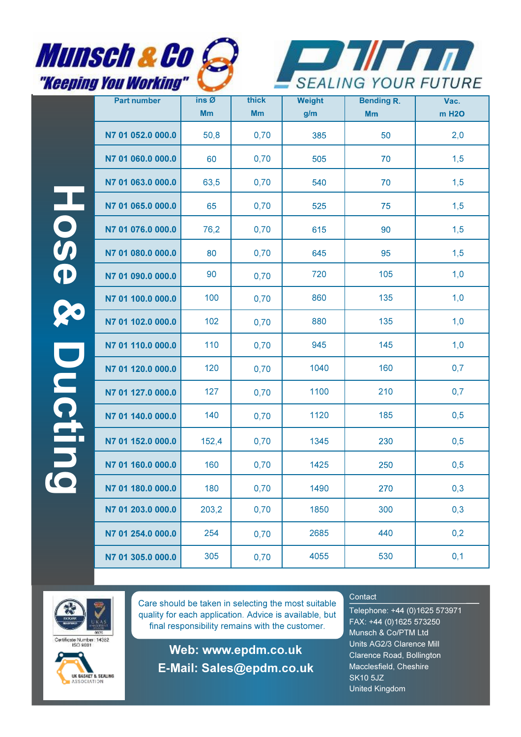# Munsch & Co

"Keeping You Working"

# PTM

SEALING YOUR FUTURE

## Hose & Ducting

| Part number | ins Ø Mm | thick Mm | Weight g/m | Bending R. Mm | Vac. m H2O |
|---|---|---|---|---|---|
| N7 01 052.0 000.0 | 50,8 | 0,70 | 385 | 50 | 2,0 |
| N7 01 060.0 000.0 | 60 | 0,70 | 505 | 70 | 1,5 |
| N7 01 063.0 000.0 | 63,5 | 0,70 | 540 | 70 | 1,5 |
| N7 01 065.0 000.0 | 65 | 0,70 | 525 | 75 | 1,5 |
| N7 01 076.0 000.0 | 76,2 | 0,70 | 615 | 90 | 1,5 |
| N7 01 080.0 000.0 | 80 | 0,70 | 645 | 95 | 1,5 |
| N7 01 090.0 000.0 | 90 | 0,70 | 720 | 105 | 1,0 |
| N7 01 100.0 000.0 | 100 | 0,70 | 860 | 135 | 1,0 |
| N7 01 102.0 000.0 | 102 | 0,70 | 880 | 135 | 1,0 |
| N7 01 110.0 000.0 | 110 | 0,70 | 945 | 145 | 1,0 |
| N7 01 120.0 000.0 | 120 | 0,70 | 1040 | 160 | 0,7 |
| N7 01 127.0 000.0 | 127 | 0,70 | 1100 | 210 | 0,7 |
| N7 01 140.0 000.0 | 140 | 0,70 | 1120 | 185 | 0,5 |
| N7 01 152.0 000.0 | 152,4 | 0,70 | 1345 | 230 | 0,5 |
| N7 01 160.0 000.0 | 160 | 0,70 | 1425 | 250 | 0,5 |
| N7 01 180.0 000.0 | 180 | 0,70 | 1490 | 270 | 0,3 |
| N7 01 203.0 000.0 | 203,2 | 0,70 | 1850 | 300 | 0,3 |
| N7 01 254.0 000.0 | 254 | 0,70 | 2685 | 440 | 0,2 |
| N7 01 305.0 000.0 | 305 | 0,70 | 4055 | 530 | 0,1 |

Certificate Number: 14352
ISO 9001

UK GASKET & SEALING ASSOCIATION

Care should be taken in selecting the most suitable quality for each application. Advice is available, but final responsibility remains with the customer.

**Web: www.epdm.co.uk**

**E-Mail: Sales@epdm.co.uk**

Contact

Telephone: +44 (0)1625 573971
FAX: +44 (0)1625 573250
Munsch & Co/PTM Ltd
Units AG2/3 Clarence Mill
Clarence Road, Bollington
Macclesfield, Cheshire
SK10 5JZ
United Kingdom